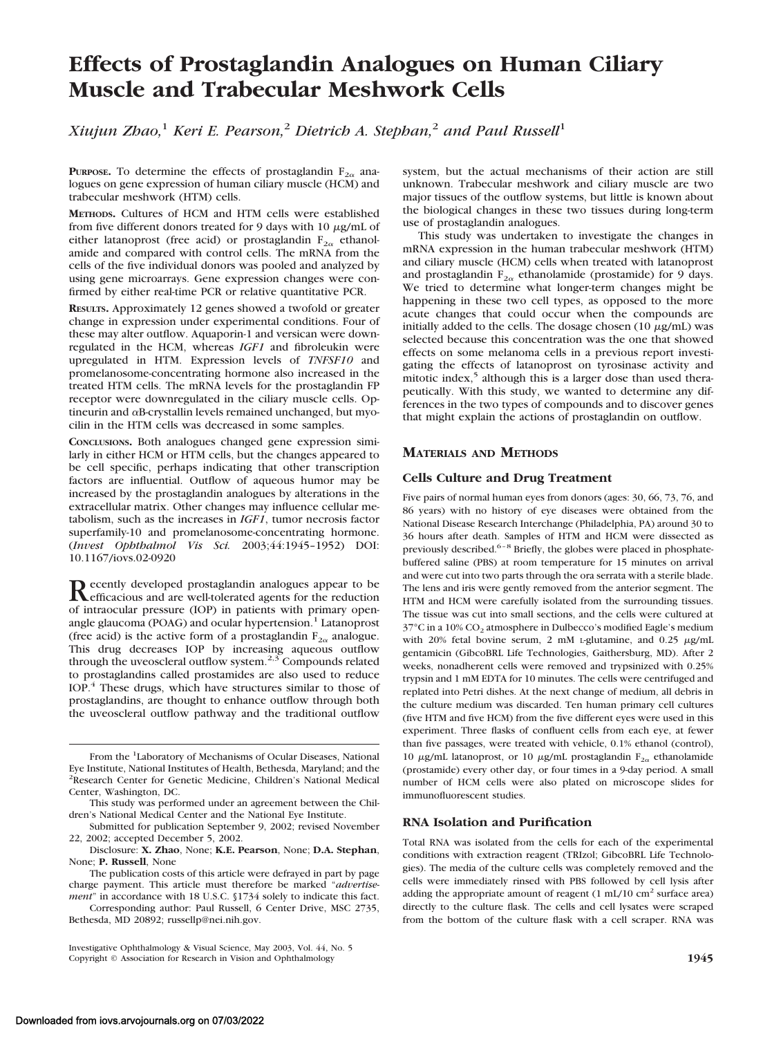# Effects of Prostaglandin Analogues on Human Ciliary Muscle and Trabecular Meshwork Cells

*Xiujun Zhao,[1] Keri E. Pearson,[2] Dietrich A. Stephan,[2] and Paul Russell[1]*

**PURPOSE.** To determine the effects of prostaglandin $F_{2\alpha}$ analogues on gene expression of human ciliary muscle (HCM) and trabecular meshwork (HTM) cells.

**METHODS.** Cultures of HCM and HTM cells were established from five different donors treated for 9 days with 10 $\mu$g/mL of either latanoprost (free acid) or prostaglandin $F_{2\alpha}$ ethanolamide and compared with control cells. The mRNA from the cells of the five individual donors was pooled and analyzed by using gene microarrays. Gene expression changes were confirmed by either real-time PCR or relative quantitative PCR.

**RESULTS.** Approximately 12 genes showed a twofold or greater change in expression under experimental conditions. Four of these may alter outflow. Aquaporin-1 and versican were downregulated in the HCM, whereas *IGF1* and fibroleukin were upregulated in HTM. Expression levels of *TNFSF10* and promelanosome-concentrating hormone also increased in the treated HTM cells. The mRNA levels for the prostaglandin FP receptor were downregulated in the ciliary muscle cells. Optineurin and $\alpha$B-crystallin levels remained unchanged, but myocilin in the HTM cells was decreased in some samples.

**CONCLUSIONS.** Both analogues changed gene expression similarly in either HCM or HTM cells, but the changes appeared to be cell specific, perhaps indicating that other transcription factors are influential. Outflow of aqueous humor may be increased by the prostaglandin analogues by alterations in the extracellular matrix. Other changes may influence cellular metabolism, such as the increases in *IGF1*, tumor necrosis factor superfamily-10 and promelanosome-concentrating hormone. (*Invest Ophthalmol Vis Sci.* 2003;44:1945–1952) DOI: 10.1167/iovs.02-0920

Recently developed prostaglandin analogues appear to be efficacious and are well-tolerated agents for the reduction of intraocular pressure (IOP) in patients with primary open-angle glaucoma (POAG) and ocular hypertension.[1] Latanoprost (free acid) is the active form of a prostaglandin $F_{2\alpha}$ analogue. This drug decreases IOP by increasing aqueous outflow through the uveoscleral outflow system.[2,3] Compounds related to prostaglandins called prostamides are also used to reduce IOP.[4] These drugs, which have structures similar to those of prostaglandins, are thought to enhance outflow through both the uveoscleral outflow pathway and the traditional outflow system, but the actual mechanisms of their action are still unknown. Trabecular meshwork and ciliary muscle are two major tissues of the outflow systems, but little is known about the biological changes in these two tissues during long-term use of prostaglandin analogues.

This study was undertaken to investigate the changes in mRNA expression in the human trabecular meshwork (HTM) and ciliary muscle (HCM) cells when treated with latanoprost and prostaglandin $F_{2\alpha}$ ethanolamide (prostamide) for 9 days. We tried to determine what longer-term changes might be happening in these two cell types, as opposed to the more acute changes that could occur when the compounds are initially added to the cells. The dosage chosen (10 $\mu$g/mL) was selected because this concentration was the one that showed effects on some melanoma cells in a previous report investigating the effects of latanoprost on tyrosinase activity and mitotic index,[5] although this is a larger dose than used therapeutically. With this study, we wanted to determine any differences in the two types of compounds and to discover genes that might explain the actions of prostaglandin on outflow.

From the [1]Laboratory of Mechanisms of Ocular Diseases, National Eye Institute, National Institutes of Health, Bethesda, Maryland; and the [2]Research Center for Genetic Medicine, Children's National Medical Center, Washington, DC.

This study was performed under an agreement between the Children's National Medical Center and the National Eye Institute.

Submitted for publication September 9, 2002; revised November 22, 2002; accepted December 5, 2002.

Disclosure: **X. Zhao**, None; **K.E. Pearson**, None; **D.A. Stephan**, None; **P. Russell**, None

The publication costs of this article were defrayed in part by page charge payment. This article must therefore be marked "*advertisement*" in accordance with 18 U.S.C. §1734 solely to indicate this fact.

Corresponding author: Paul Russell, 6 Center Drive, MSC 2735, Bethesda, MD 20892; russellp@nei.nih.gov.

## MATERIALS AND METHODS

### Cells Culture and Drug Treatment

Five pairs of normal human eyes from donors (ages: 30, 66, 73, 76, and 86 years) with no history of eye diseases were obtained from the National Disease Research Interchange (Philadelphia, PA) around 30 to 36 hours after death. Samples of HTM and HCM were dissected as previously described.[6–8] Briefly, the globes were placed in phosphate-buffered saline (PBS) at room temperature for 15 minutes on arrival and were cut into two parts through the ora serrata with a sterile blade. The lens and iris were gently removed from the anterior segment. The HTM and HCM were carefully isolated from the surrounding tissues. The tissue was cut into small sections, and the cells were cultured at 37°C in a 10% $CO_2$ atmosphere in Dulbecco's modified Eagle's medium with 20% fetal bovine serum, 2 mM L-glutamine, and 0.25 $\mu$g/mL gentamicin (GibcoBRL Life Technologies, Gaithersburg, MD). After 2 weeks, nonadherent cells were removed and trypsinized with 0.25% trypsin and 1 mM EDTA for 10 minutes. The cells were centrifuged and replated into Petri dishes. At the next change of medium, all debris in the culture medium was discarded. Ten human primary cell cultures (five HTM and five HCM) from the five different eyes were used in this experiment. Three flasks of confluent cells from each eye, at fewer than five passages, were treated with vehicle, 0.1% ethanol (control), 10 $\mu$g/mL latanoprost, or 10 $\mu$g/mL prostaglandin $F_{2\alpha}$ ethanolamide (prostamide) every other day, or four times in a 9-day period. A small number of HCM cells were also plated on microscope slides for immunofluorescent studies.

### RNA Isolation and Purification

Total RNA was isolated from the cells for each of the experimental conditions with extraction reagent (TRIzol; GibcoBRL Life Technologies). The media of the culture cells was completely removed and the cells were immediately rinsed with PBS followed by cell lysis after adding the appropriate amount of reagent (1 mL/10 $cm^2$ surface area) directly to the culture flask. The cells and cell lysates were scraped from the bottom of the culture flask with a cell scraper. RNA was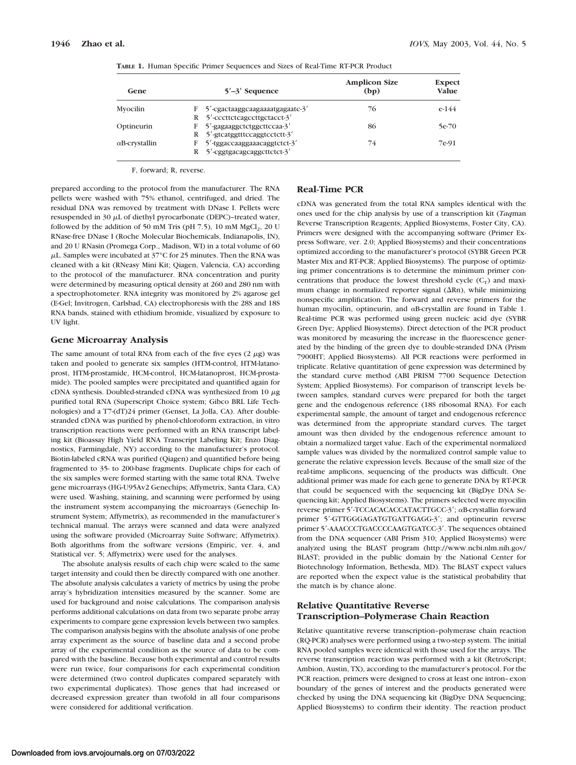**TABLE 1.** Human Specific Primer Sequences and Sizes of Real-Time RT-PCR Product

| Gene | 5′–3′ Sequence | Amplicon Size (bp) | Expect Value |
|---|---|---|---|
| Myocilin | F 5′-cgactaaggcaagaaaatgagaatc-3′<br>R 5′-cccttctcagccttgctacct-3′ | 76 | e-144 |
| Optineurin | F 5′-gagaaggctctggcttccaa-3′<br>R 5′-gtcatggtttccaggtcctctt-3′ | 86 | 5e-70 |
| αB-crystallin | F 5′-tggaccaaggaaacaggtctct-3′<br>R 5′-cggtgacagcaggcttctct-3′ | 74 | 7e-91 |

F, forward; R, reverse.

prepared according to the protocol from the manufacturer. The RNA pellets were washed with 75% ethanol, centrifuged, and dried. The residual DNA was removed by treatment with DNase I. Pellets were resuspended in 30 μL of diethyl pyrocarbonate (DEPC)–treated water, followed by the addition of 50 mM Tris (pH 7.5), 10 mM $MgCl_2$, 20 U RNase-free DNase I (Roche Molecular Biochemicals, Indianapolis, IN), and 20 U RNasin (Promega Corp., Madison, WI) in a total volume of 60 μL. Samples were incubated at 37°C for 25 minutes. Then the RNA was cleaned with a kit (RNeasy Mini Kit; Qiagen, Valencia, CA) according to the protocol of the manufacturer. RNA concentration and purity were determined by measuring optical density at 260 and 280 nm with a spectrophotometer. RNA integrity was monitored by 2% agarose gel (E-Gel; Invitrogen, Carlsbad, CA) electrophoresis with the 28S and 18S RNA bands, stained with ethidium bromide, visualized by exposure to UV light.

## Gene Microarray Analysis

The same amount of total RNA from each of the five eyes (2 μg) was taken and pooled to generate six samples (HTM-control, HTM-latanoprost, HTM-prostamide, HCM-control, HCM-latanoprost, HCM-prostamide). The pooled samples were precipitated and quantified again for cDNA synthesis. Doubled-stranded cDNA was synthesized from 10 μg purified total RNA (Superscript Choice system; Gibco BRL Life Technologies) and a T7-(dT)24 primer (Genset, La Jolla, CA). After double-stranded cDNA was purified by phenol-chloroform extraction, in vitro transcription reactions were performed with an RNA transcript labeling kit (Bioassay High Yield RNA Transcript Labeling Kit; Enzo Diagnostics, Farmingdale, NY) according to the manufacturer's protocol. Biotin-labeled cRNA was purified (Qiagen) and quantified before being fragmented to 35- to 200-base fragments. Duplicate chips for each of the six samples were formed starting with the same total RNA. Twelve gene microarrays (HG-U95Av2 Genechips; Affymetrix, Santa Clara, CA) were used. Washing, staining, and scanning were performed by using the instrument system accompanying the microarrays (Genechip Instrument System; Affymetrix), as recommended in the manufacturer's technical manual. The arrays were scanned and data were analyzed using the software provided (Microarray Suite Software; Affymetrix). Both algorithms from the software versions (Empiric, ver. 4, and Statistical ver. 5; Affymetrix) were used for the analyses.

The absolute analysis results of each chip were scaled to the same target intensity and could then be directly compared with one another. The absolute analysis calculates a variety of metrics by using the probe array's hybridization intensities measured by the scanner. Some are used for background and noise calculations. The comparison analysis performs additional calculations on data from two separate probe array experiments to compare gene expression levels between two samples. The comparison analysis begins with the absolute analysis of one probe array experiment as the source of baseline data and a second probe array of the experimental condition as the source of data to be compared with the baseline. Because both experimental and control results were run twice, four comparisons for each experimental condition were determined (two control duplicates compared separately with two experimental duplicates). Those genes that had increased or decreased expression greater than twofold in all four comparisons were considered for additional verification.

## Real-Time PCR

cDNA was generated from the total RNA samples identical with the ones used for the chip analysis by use of a transcription kit (*Taq*man Reverse Transcription Reagents; Applied Biosystems, Foster City, CA). Primers were designed with the accompanying software (Primer Express Software, ver. 2.0; Applied Biosystems) and their concentrations optimized according to the manufacturer's protocol (SYBR Green PCR Master Mix and RT-PCR; Applied Biosystems). The purpose of optimizing primer concentrations is to determine the minimum primer concentrations that produce the lowest threshold cycle ($C_T$) and maximum change in normalized reporter signal ($\Delta$Rn), while minimizing nonspecific amplification. The forward and reverse primers for the human myocilin, optineurin, and αB-crystallin are found in Table 1. Real-time PCR was performed using green nucleic acid dye (SYBR Green Dye; Applied Biosystems). Direct detection of the PCR product was monitored by measuring the increase in the fluorescence generated by the binding of the green dye to double-stranded DNA (Prism 7900HT; Applied Biosystems). All PCR reactions were performed in triplicate. Relative quantitation of gene expression was determined by the standard curve method (ABI PRISM 7700 Sequence Detection System; Applied Biosystems). For comparison of transcript levels between samples, standard curves were prepared for both the target gene and the endogenous reference (18S ribosomal RNA). For each experimental sample, the amount of target and endogenous reference was determined from the appropriate standard curves. The target amount was then divided by the endogenous reference amount to obtain a normalized target value. Each of the experimental normalized sample values was divided by the normalized control sample value to generate the relative expression levels. Because of the small size of the real-time amplicons, sequencing of the products was difficult. One additional primer was made for each gene to generate DNA by RT-PCR that could be sequenced with the sequencing kit (BigDye DNA Sequencing kit; Applied Biosystems). The primers selected were myocilin reverse primer 5′-TCCACACACCATACTTGCC-3′; αB-crystallin forward primer 5′-GTTGGGAGATGTGATTGAGG-3′; and optineurin reverse primer 5′-AAACCCTGACCCCAAGTGATCC-3′. The sequences obtained from the DNA sequencer (ABI Prism 310; Applied Biosystems) were analyzed using the BLAST program (http://www.ncbi.nlm.nih.gov/BLAST; provided in the public domain by the National Center for Biotechnology Information, Bethesda, MD). The BLAST expect values are reported when the expect value is the statistical probability that the match is by chance alone.

## Relative Quantitative Reverse Transcription–Polymerase Chain Reaction

Relative quantitative reverse transcription–polymerase chain reaction (RQ-PCR) analyses were performed using a two-step system. The initial RNA pooled samples were identical with those used for the arrays. The reverse transcription reaction was performed with a kit (RetroScript; Ambion, Austin, TX), according to the manufacturer's protocol. For the PCR reaction, primers were designed to cross at least one intron–exon boundary of the genes of interest and the products generated were checked by using the DNA sequencing kit (BigDye DNA Sequencing; Applied Biosystems) to confirm their identity. The reaction product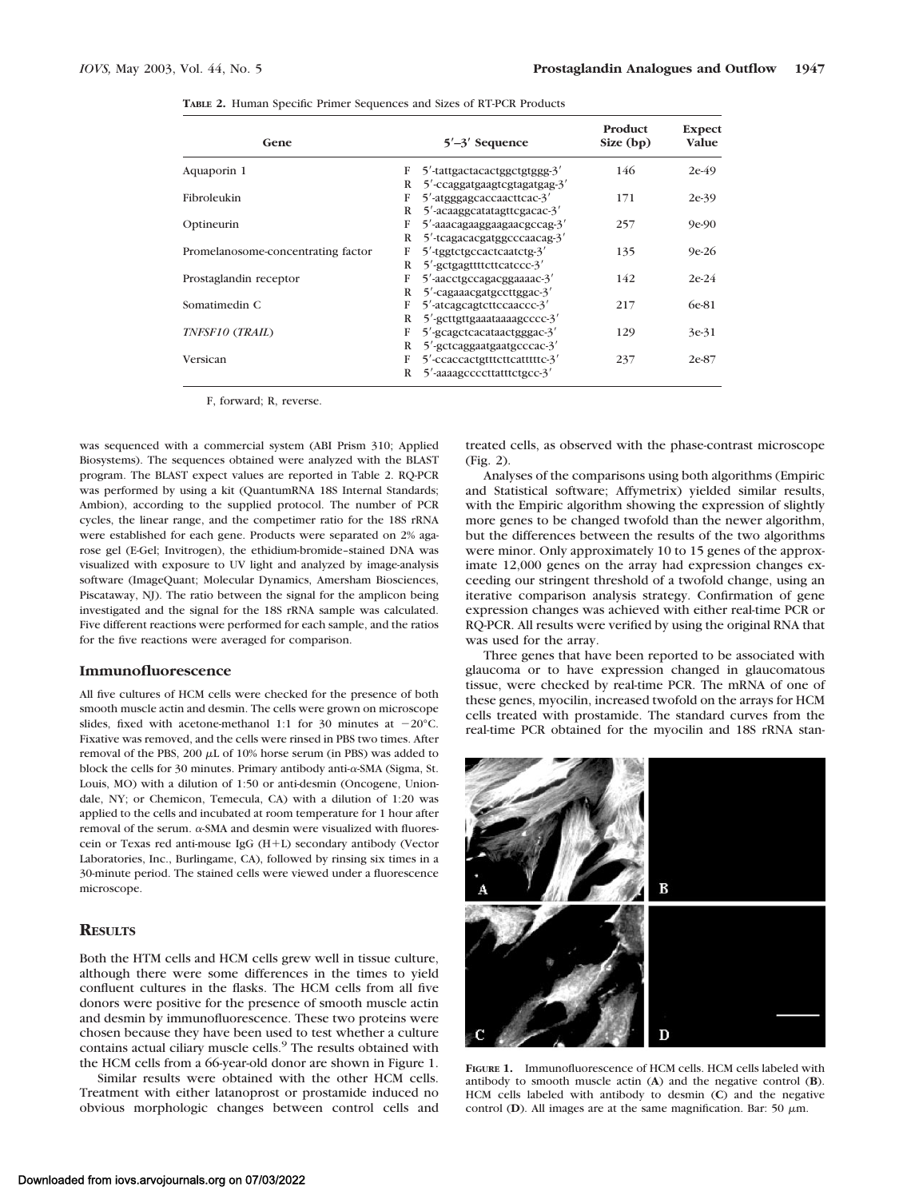**TABLE 2.** Human Specific Primer Sequences and Sizes of RT-PCR Products

| Gene | | 5′–3′ Sequence | Product Size (bp) | Expect Value |
|---|---|---|---|---|
| Aquaporin 1 | F | 5′-tattgactacactggctgtggg-3′ | 146 | 2e-49 |
| | R | 5′-ccaggatgaagtcgtagatgag-3′ | | |
| Fibroleukin | F | 5′-atgggagcaccaacttcac-3′ | 171 | 2e-39 |
| | R | 5′-acaaggcatatagttcgacac-3′ | | |
| Optineurin | F | 5′-aaacagaaggaagaacgccag-3′ | 257 | 9e-90 |
| | R | 5′-tcagacacgatggcccaacag-3′ | | |
| Promelanosome-concentrating factor | F | 5′-tggtctgccactcaatctg-3′ | 135 | 9e-26 |
| | R | 5′-gctgagttttcttcatccc-3′ | | |
| Prostaglandin receptor | F | 5′-aacctgccagacggaaaac-3′ | 142 | 2e-24 |
| | R | 5′-cagaaacgatgccttggac-3′ | | |
| Somatimedin C | F | 5′-atcagcagtcttccaaccc-3′ | 217 | 6e-81 |
| | R | 5′-gcttgttgaaataaaagcccc-3′ | | |
| *TNFSF10* (*TRAIL*) | F | 5′-gcagctcacataactgggac-3′ | 129 | 3e-31 |
| | R | 5′-gctcaggaatgaatgcccac-3′ | | |
| Versican | F | 5′-ccaccactgtttcttcatttttc-3′ | 237 | 2e-87 |
| | R | 5′-aaaagccccttatttctgcc-3′ | | |

F, forward; R, reverse.

was sequenced with a commercial system (ABI Prism 310; Applied Biosystems). The sequences obtained were analyzed with the BLAST program. The BLAST expect values are reported in Table 2. RQ-PCR was performed by using a kit (QuantumRNA 18S Internal Standards; Ambion), according to the supplied protocol. The number of PCR cycles, the linear range, and the competimer ratio for the 18S rRNA were established for each gene. Products were separated on 2% agarose gel (E-Gel; Invitrogen), the ethidium-bromide–stained DNA was visualized with exposure to UV light and analyzed by image-analysis software (ImageQuant; Molecular Dynamics, Amersham Biosciences, Piscataway, NJ). The ratio between the signal for the amplicon being investigated and the signal for the 18S rRNA sample was calculated. Five different reactions were performed for each sample, and the ratios for the five reactions were averaged for comparison.

### Immunofluorescence

All five cultures of HCM cells were checked for the presence of both smooth muscle actin and desmin. The cells were grown on microscope slides, fixed with acetone-methanol 1:1 for 30 minutes at −20°C. Fixative was removed, and the cells were rinsed in PBS two times. After removal of the PBS, 200 μL of 10% horse serum (in PBS) was added to block the cells for 30 minutes. Primary antibody anti-α-SMA (Sigma, St. Louis, MO) with a dilution of 1:50 or anti-desmin (Oncogene, Uniondale, NY; or Chemicon, Temecula, CA) with a dilution of 1:20 was applied to the cells and incubated at room temperature for 1 hour after removal of the serum. α-SMA and desmin were visualized with fluorescein or Texas red anti-mouse IgG (H+L) secondary antibody (Vector Laboratories, Inc., Burlingame, CA), followed by rinsing six times in a 30-minute period. The stained cells were viewed under a fluorescence microscope.

## RESULTS

Both the HTM cells and HCM cells grew well in tissue culture, although there were some differences in the times to yield confluent cultures in the flasks. The HCM cells from all five donors were positive for the presence of smooth muscle actin and desmin by immunofluorescence. These two proteins were chosen because they have been used to test whether a culture contains actual ciliary muscle cells.[9] The results obtained with the HCM cells from a 66-year-old donor are shown in Figure 1.

Similar results were obtained with the other HCM cells. Treatment with either latanoprost or prostamide induced no obvious morphologic changes between control cells and treated cells, as observed with the phase-contrast microscope (Fig. 2).

Analyses of the comparisons using both algorithms (Empiric and Statistical software; Affymetrix) yielded similar results, with the Empiric algorithm showing the expression of slightly more genes to be changed twofold than the newer algorithm, but the differences between the results of the two algorithms were minor. Only approximately 10 to 15 genes of the approximate 12,000 genes on the array had expression changes exceeding our stringent threshold of a twofold change, using an iterative comparison analysis strategy. Confirmation of gene expression changes was achieved with either real-time PCR or RQ-PCR. All results were verified by using the original RNA that was used for the array.

Three genes that have been reported to be associated with glaucoma or to have expression changed in glaucomatous tissue, were checked by real-time PCR. The mRNA of one of these genes, myocilin, increased twofold on the arrays for HCM cells treated with prostamide. The standard curves from the real-time PCR obtained for the myocilin and 18S rRNA stan-

**FIGURE 1.** Immunofluorescence of HCM cells. HCM cells labeled with antibody to smooth muscle actin (**A**) and the negative control (**B**). HCM cells labeled with antibody to desmin (**C**) and the negative control (**D**). All images are at the same magnification. Bar: 50 μm.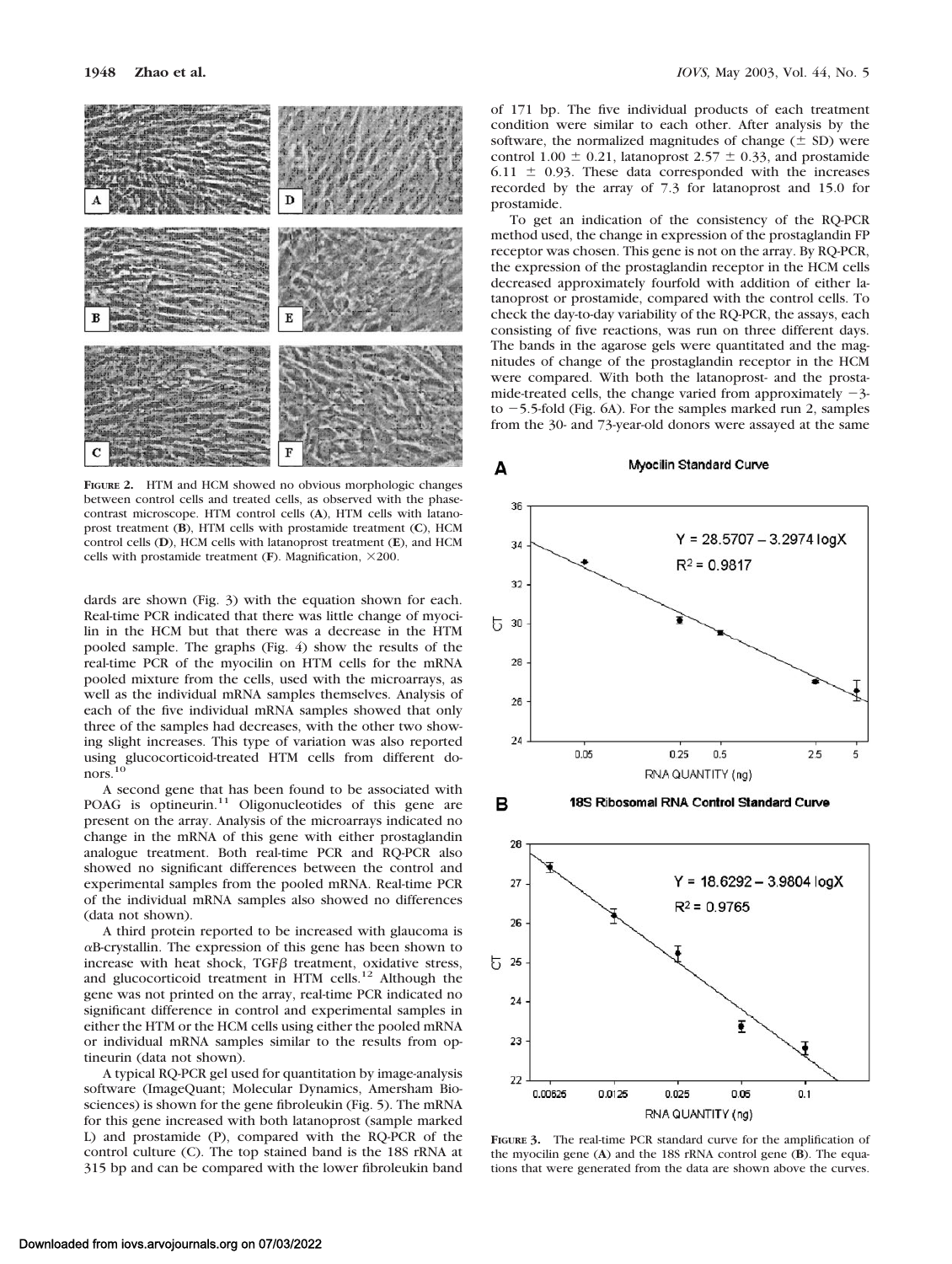FIGURE 2. HTM and HCM showed no obvious morphologic changes between control cells and treated cells, as observed with the phase-contrast microscope. HTM control cells (**A**), HTM cells with latanoprost treatment (**B**), HTM cells with prostamide treatment (**C**), HCM control cells (**D**), HCM cells with latanoprost treatment (**E**), and HCM cells with prostamide treatment (**F**). Magnification, ×200.

dards are shown (Fig. 3) with the equation shown for each. Real-time PCR indicated that there was little change of myocilin in the HCM but that there was a decrease in the HTM pooled sample. The graphs (Fig. 4) show the results of the real-time PCR of the myocilin on HTM cells for the mRNA pooled mixture from the cells, used with the microarrays, as well as the individual mRNA samples themselves. Analysis of each of the five individual mRNA samples showed that only three of the samples had decreases, with the other two showing slight increases. This type of variation was also reported using glucocorticoid-treated HTM cells from different donors.[10]

A second gene that has been found to be associated with POAG is optineurin.[11] Oligonucleotides of this gene are present on the array. Analysis of the microarrays indicated no change in the mRNA of this gene with either prostaglandin analogue treatment. Both real-time PCR and RQ-PCR also showed no significant differences between the control and experimental samples from the pooled mRNA. Real-time PCR of the individual mRNA samples also showed no differences (data not shown).

A third protein reported to be increased with glaucoma is αB-crystallin. The expression of this gene has been shown to increase with heat shock, TGFβ treatment, oxidative stress, and glucocorticoid treatment in HTM cells.[12] Although the gene was not printed on the array, real-time PCR indicated no significant difference in control and experimental samples in either the HTM or the HCM cells using either the pooled mRNA or individual mRNA samples similar to the results from optineurin (data not shown).

A typical RQ-PCR gel used for quantitation by image-analysis software (ImageQuant; Molecular Dynamics, Amersham Biosciences) is shown for the gene fibroleukin (Fig. 5). The mRNA for this gene increased with both latanoprost (sample marked L) and prostamide (P), compared with the RQ-PCR of the control culture (C). The top stained band is the 18S rRNA at 315 bp and can be compared with the lower fibroleukin band of 171 bp. The five individual products of each treatment condition were similar to each other. After analysis by the software, the normalized magnitudes of change (± SD) were control 1.00 ± 0.21, latanoprost 2.57 ± 0.33, and prostamide 6.11 ± 0.93. These data corresponded with the increases recorded by the array of 7.3 for latanoprost and 15.0 for prostamide.

To get an indication of the consistency of the RQ-PCR method used, the change in expression of the prostaglandin FP receptor was chosen. This gene is not on the array. By RQ-PCR, the expression of the prostaglandin receptor in the HCM cells decreased approximately fourfold with addition of either latanoprost or prostamide, compared with the control cells. To check the day-to-day variability of the RQ-PCR, the assays, each consisting of five reactions, was run on three different days. The bands in the agarose gels were quantitated and the magnitudes of change of the prostaglandin receptor in the HCM were compared. With both the latanoprost- and the prostamide-treated cells, the change varied from approximately −3- to −5.5-fold (Fig. 6A). For the samples marked run 2, samples from the 30- and 73-year-old donors were assayed at the same

FIGURE 3. The real-time PCR standard curve for the amplification of the myocilin gene (**A**) and the 18S rRNA control gene (**B**). The equations that were generated from the data are shown above the curves.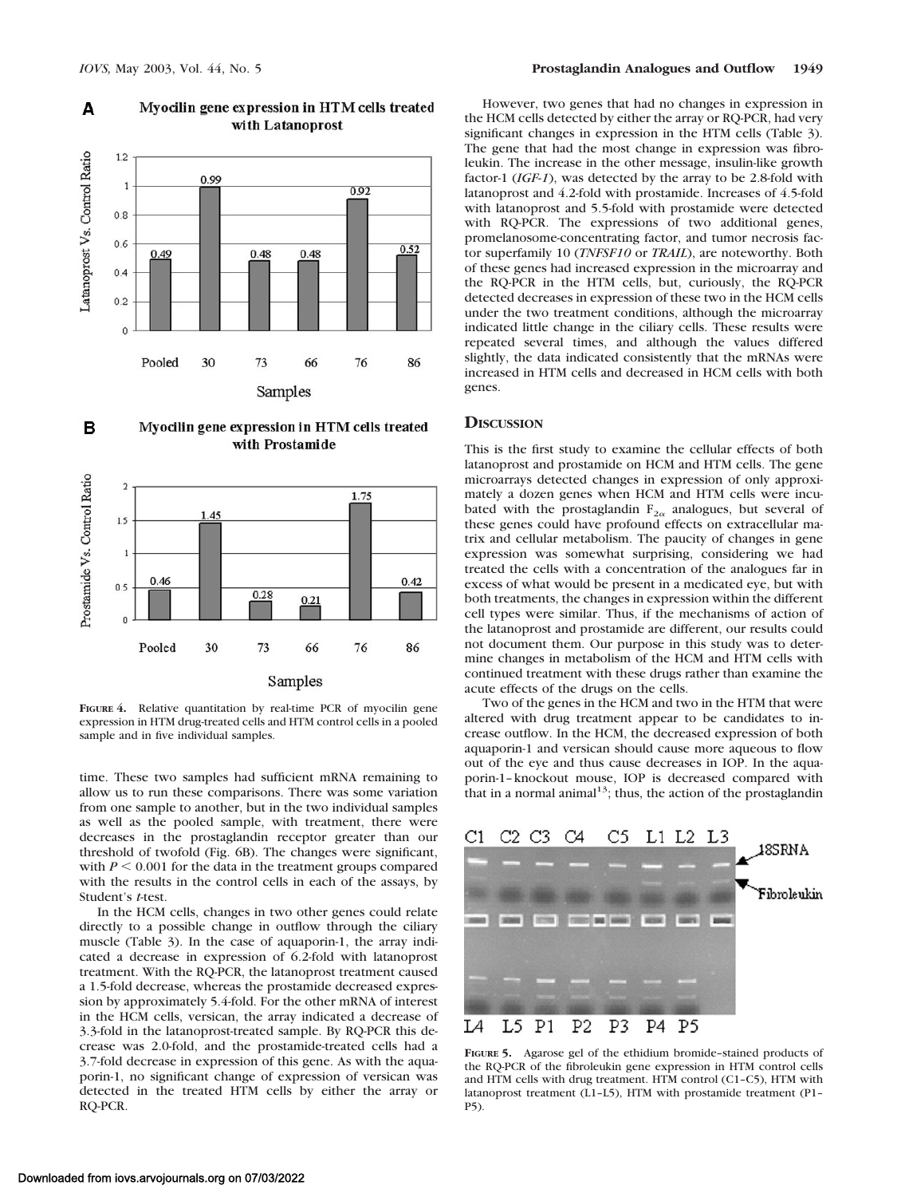**Figure 4A: Myocilin gene expression in HTM cells treated with Latanoprost**

| Samples | Latanoprost Vs. Control Ratio |
|---|---|
| Pooled | 0.49 |
| 30 | 0.99 |
| 73 | 0.48 |
| 66 | 0.48 |
| 76 | 0.92 |
| 86 | 0.52 |

**Figure 4B: Myocilin gene expression in HTM cells treated with Prostamide**

| Samples | Prostamide Vs. Control Ratio |
|---|---|
| Pooled | 0.46 |
| 30 | 1.45 |
| 73 | 0.28 |
| 66 | 0.21 |
| 76 | 1.75 |
| 86 | 0.42 |

**Figure 4.** Relative quantitation by real-time PCR of myocilin gene expression in HTM drug-treated cells and HTM control cells in a pooled sample and in five individual samples.

time. These two samples had sufficient mRNA remaining to allow us to run these comparisons. There was some variation from one sample to another, but in the two individual samples as well as the pooled sample, with treatment, there were decreases in the prostaglandin receptor greater than our threshold of twofold (Fig. 6B). The changes were significant, with $P < 0.001$ for the data in the treatment groups compared with the results in the control cells in each of the assays, by Student's *t*-test.

In the HCM cells, changes in two other genes could relate directly to a possible change in outflow through the ciliary muscle (Table 3). In the case of aquaporin-1, the array indicated a decrease in expression of 6.2-fold with latanoprost treatment. With the RQ-PCR, the latanoprost treatment caused a 1.5-fold decrease, whereas the prostamide decreased expression by approximately 5.4-fold. For the other mRNA of interest in the HCM cells, versican, the array indicated a decrease of 3.3-fold in the latanoprost-treated sample. By RQ-PCR this decrease was 2.0-fold, and the prostamide-treated cells had a 3.7-fold decrease in expression of this gene. As with the aquaporin-1, no significant change of expression of versican was detected in the treated HTM cells by either the array or RQ-PCR.

However, two genes that had no changes in expression in the HCM cells detected by either the array or RQ-PCR, had very significant changes in expression in the HTM cells (Table 3). The gene that had the most change in expression was fibroleukin. The increase in the other message, insulin-like growth factor-1 (*IGF-1*), was detected by the array to be 2.8-fold with latanoprost and 4.2-fold with prostamide. Increases of 4.5-fold with latanoprost and 5.5-fold with prostamide were detected with RQ-PCR. The expressions of two additional genes, promelanosome-concentrating factor, and tumor necrosis factor superfamily 10 (*TNFSF10* or *TRAIL*), are noteworthy. Both of these genes had increased expression in the microarray and the RQ-PCR in the HTM cells, but, curiously, the RQ-PCR detected decreases in expression of these two in the HCM cells under the two treatment conditions, although the microarray indicated little change in the ciliary cells. These results were repeated several times, and although the values differed slightly, the data indicated consistently that the mRNAs were increased in HTM cells and decreased in HCM cells with both genes.

## Discussion

This is the first study to examine the cellular effects of both latanoprost and prostamide on HCM and HTM cells. The gene microarrays detected changes in expression of only approximately a dozen genes when HCM and HTM cells were incubated with the prostaglandin $F_{2\alpha}$ analogues, but several of these genes could have profound effects on extracellular matrix and cellular metabolism. The paucity of changes in gene expression was somewhat surprising, considering we had treated the cells with a concentration of the analogues far in excess of what would be present in a medicated eye, but with both treatments, the changes in expression within the different cell types were similar. Thus, if the mechanisms of action of the latanoprost and prostamide are different, our results could not document them. Our purpose in this study was to determine changes in metabolism of the HCM and HTM cells with continued treatment with these drugs rather than examine the acute effects of the drugs on the cells.

Two of the genes in the HCM and two in the HTM that were altered with drug treatment appear to be candidates to increase outflow. In the HCM, the decreased expression of both aquaporin-1 and versican should cause more aqueous to flow out of the eye and thus cause decreases in IOP. In the aquaporin-1–knockout mouse, IOP is decreased compared with that in a normal animal[13]; thus, the action of the prostaglandin

**Figure 5.** Agarose gel of the ethidium bromide–stained products of the RQ-PCR of the fibroleukin gene expression in HTM control cells and HTM cells with drug treatment. HTM control (C1–C5), HTM with latanoprost treatment (L1–L5), HTM with prostamide treatment (P1–P5).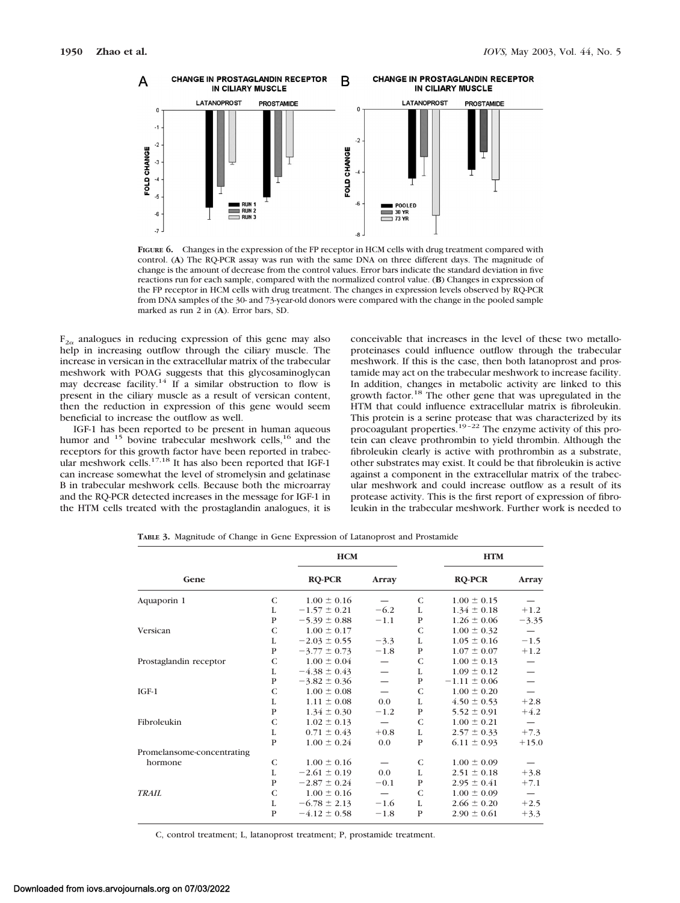FIGURE 6. Changes in the expression of the FP receptor in HCM cells with drug treatment compared with control. (A) The RQ-PCR assay was run with the same DNA on three different days. The magnitude of change is the amount of decrease from the control values. Error bars indicate the standard deviation in five reactions run for each sample, compared with the normalized control value. (B) Changes in expression of the FP receptor in HCM cells with drug treatment. The changes in expression levels observed by RQ-PCR from DNA samples of the 30- and 73-year-old donors were compared with the change in the pooled sample marked as run 2 in (A). Error bars, SD.

$F_{2\alpha}$ analogues in reducing expression of this gene may also help in increasing outflow through the ciliary muscle. The increase in versican in the extracellular matrix of the trabecular meshwork with POAG suggests that this glycosaminoglycan may decrease facility.[14] If a similar obstruction to flow is present in the ciliary muscle as a result of versican content, then the reduction in expression of this gene would seem beneficial to increase the outflow as well.

IGF-1 has been reported to be present in human aqueous humor and [15] bovine trabecular meshwork cells,[16] and the receptors for this growth factor have been reported in trabecular meshwork cells.[17,18] It has also been reported that IGF-1 can increase somewhat the level of stromelysin and gelatinase B in trabecular meshwork cells. Because both the microarray and the RQ-PCR detected increases in the message for IGF-1 in the HTM cells treated with the prostaglandin analogues, it is conceivable that increases in the level of these two metalloproteinases could influence outflow through the trabecular meshwork. If this is the case, then both latanoprost and prostamide may act on the trabecular meshwork to increase facility. In addition, changes in metabolic activity are linked to this growth factor.[18] The other gene that was upregulated in the HTM that could influence extracellular matrix is fibroleukin. This protein is a serine protease that was characterized by its procoagulant properties.[19–22] The enzyme activity of this protein can cleave prothrombin to yield thrombin. Although the fibroleukin clearly is active with prothrombin as a substrate, other substrates may exist. It could be that fibroleukin is active against a component in the extracellular matrix of the trabecular meshwork and could increase outflow as a result of its protease activity. This is the first report of expression of fibroleukin in the trabecular meshwork. Further work is needed to

**TABLE 3.** Magnitude of Change in Gene Expression of Latanoprost and Prostamide

| Gene | | HCM | | | HTM | |
|---|---|---|---|---|---|---|
| | | RQ-PCR | Array | | RQ-PCR | Array |
| Aquaporin 1 | C | 1.00 ± 0.16 | — | C | 1.00 ± 0.15 | — |
| | L | −1.57 ± 0.21 | −6.2 | L | 1.34 ± 0.18 | +1.2 |
| | P | −5.39 ± 0.88 | −1.1 | P | 1.26 ± 0.06 | −3.35 |
| Versican | C | 1.00 ± 0.17 | | C | 1.00 ± 0.32 | — |
| | L | −2.03 ± 0.55 | −3.3 | L | 1.05 ± 0.16 | −1.5 |
| | P | −3.77 ± 0.73 | −1.8 | P | 1.07 ± 0.07 | +1.2 |
| Prostaglandin receptor | C | 1.00 ± 0.04 | — | C | 1.00 ± 0.13 | — |
| | L | −4.38 ± 0.43 | — | L | 1.09 ± 0.12 | — |
| | P | −3.82 ± 0.36 | — | P | −1.11 ± 0.06 | — |
| IGF-1 | C | 1.00 ± 0.08 | — | C | 1.00 ± 0.20 | — |
| | L | 1.11 ± 0.08 | 0.0 | L | 4.50 ± 0.53 | +2.8 |
| | P | 1.34 ± 0.30 | −1.2 | P | 5.52 ± 0.91 | +4.2 |
| Fibroleukin | C | 1.02 ± 0.13 | — | C | 1.00 ± 0.21 | — |
| | L | 0.71 ± 0.43 | +0.8 | L | 2.57 ± 0.33 | +7.3 |
| | P | 1.00 ± 0.24 | 0.0 | P | 6.11 ± 0.93 | +15.0 |
| Promelansome-concentrating hormone | C | 1.00 ± 0.16 | — | C | 1.00 ± 0.09 | — |
| | L | −2.61 ± 0.19 | 0.0 | L | 2.51 ± 0.18 | +3.8 |
| | P | −2.87 ± 0.24 | −0.1 | P | 2.95 ± 0.41 | +7.1 |
| *TRAIL* | C | 1.00 ± 0.16 | — | C | 1.00 ± 0.09 | — |
| | L | −6.78 ± 2.13 | −1.6 | L | 2.66 ± 0.20 | +2.5 |
| | P | −4.12 ± 0.58 | −1.8 | P | 2.90 ± 0.61 | +3.3 |

C, control treatment; L, latanoprost treatment; P, prostamide treatment.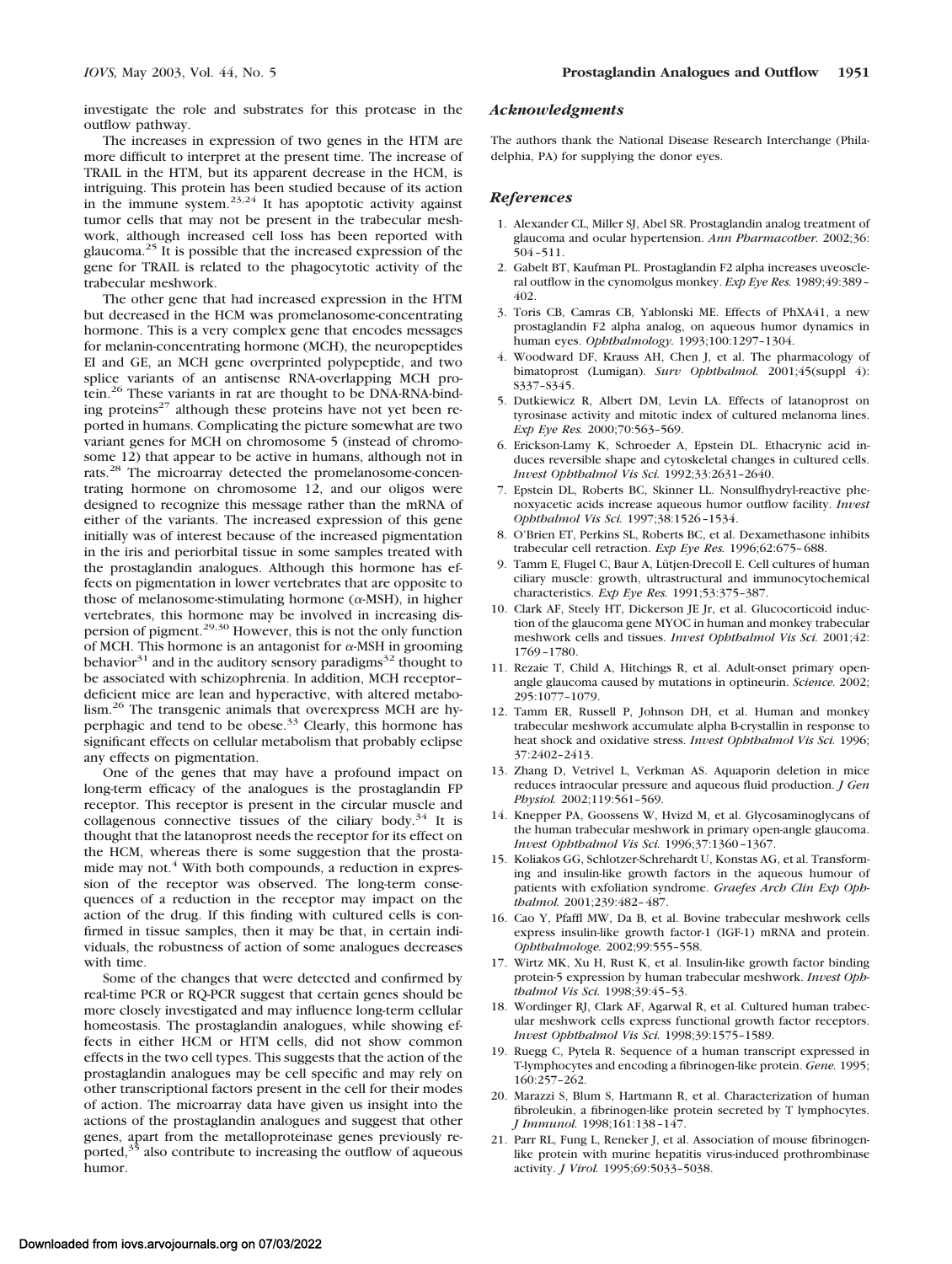investigate the role and substrates for this protease in the outflow pathway.

The increases in expression of two genes in the HTM are more difficult to interpret at the present time. The increase of TRAIL in the HTM, but its apparent decrease in the HCM, is intriguing. This protein has been studied because of its action in the immune system.[23,24] It has apoptotic activity against tumor cells that may not be present in the trabecular meshwork, although increased cell loss has been reported with glaucoma.[25] It is possible that the increased expression of the gene for TRAIL is related to the phagocytotic activity of the trabecular meshwork.

The other gene that had increased expression in the HTM but decreased in the HCM was promelanosome-concentrating hormone. This is a very complex gene that encodes messages for melanin-concentrating hormone (MCH), the neuropeptides EI and GE, an MCH gene overprinted polypeptide, and two splice variants of an antisense RNA-overlapping MCH protein.[26] These variants in rat are thought to be DNA-RNA-binding proteins[27] although these proteins have not yet been reported in humans. Complicating the picture somewhat are two variant genes for MCH on chromosome 5 (instead of chromosome 12) that appear to be active in humans, although not in rats.[28] The microarray detected the promelanosome-concentrating hormone on chromosome 12, and our oligos were designed to recognize this message rather than the mRNA of either of the variants. The increased expression of this gene initially was of interest because of the increased pigmentation in the iris and periorbital tissue in some samples treated with the prostaglandin analogues. Although this hormone has effects on pigmentation in lower vertebrates that are opposite to those of melanosome-stimulating hormone ($\alpha$-MSH), in higher vertebrates, this hormone may be involved in increasing dispersion of pigment.[29,30] However, this is not the only function of MCH. This hormone is an antagonist for $\alpha$-MSH in grooming behavior[31] and in the auditory sensory paradigms[32] thought to be associated with schizophrenia. In addition, MCH receptor–deficient mice are lean and hyperactive, with altered metabolism.[26] The transgenic animals that overexpress MCH are hyperphagic and tend to be obese.[33] Clearly, this hormone has significant effects on cellular metabolism that probably eclipse any effects on pigmentation.

One of the genes that may have a profound impact on long-term efficacy of the analogues is the prostaglandin FP receptor. This receptor is present in the circular muscle and collagenous connective tissues of the ciliary body.[34] It is thought that the latanoprost needs the receptor for its effect on the HCM, whereas there is some suggestion that the prostamide may not.[4] With both compounds, a reduction in expression of the receptor was observed. The long-term consequences of a reduction in the receptor may impact on the action of the drug. If this finding with cultured cells is confirmed in tissue samples, then it may be that, in certain individuals, the robustness of action of some analogues decreases with time.

Some of the changes that were detected and confirmed by real-time PCR or RQ-PCR suggest that certain genes should be more closely investigated and may influence long-term cellular homeostasis. The prostaglandin analogues, while showing effects in either HCM or HTM cells, did not show common effects in the two cell types. This suggests that the action of the prostaglandin analogues may be cell specific and may rely on other transcriptional factors present in the cell for their modes of action. The microarray data have given us insight into the actions of the prostaglandin analogues and suggest that other genes, apart from the metalloproteinase genes previously reported,[35] also contribute to increasing the outflow of aqueous humor.

### *Acknowledgments*

The authors thank the National Disease Research Interchange (Philadelphia, PA) for supplying the donor eyes.

### *References*

1. Alexander CL, Miller SJ, Abel SR. Prostaglandin analog treatment of glaucoma and ocular hypertension. *Ann Pharmacother.* 2002;36:504–511.
2. Gabelt BT, Kaufman PL. Prostaglandin F2 alpha increases uveoscleral outflow in the cynomolgus monkey. *Exp Eye Res.* 1989;49:389–402.
3. Toris CB, Camras CB, Yablonski ME. Effects of PhXA41, a new prostaglandin F2 alpha analog, on aqueous humor dynamics in human eyes. *Ophthalmology.* 1993;100:1297–1304.
4. Woodward DF, Krauss AH, Chen J, et al. The pharmacology of bimatoprost (Lumigan). *Surv Ophthalmol.* 2001;45(suppl 4):S337–S345.
5. Dutkiewicz R, Albert DM, Levin LA. Effects of latanoprost on tyrosinase activity and mitotic index of cultured melanoma lines. *Exp Eye Res.* 2000;70:563–569.
6. Erickson-Lamy K, Schroeder A, Epstein DL. Ethacrynic acid induces reversible shape and cytoskeletal changes in cultured cells. *Invest Ophthalmol Vis Sci.* 1992;33:2631–2640.
7. Epstein DL, Roberts BC, Skinner LL. Nonsulfhydryl-reactive phenoxyacetic acids increase aqueous humor outflow facility. *Invest Ophthalmol Vis Sci.* 1997;38:1526–1534.
8. O'Brien ET, Perkins SL, Roberts BC, et al. Dexamethasone inhibits trabecular cell retraction. *Exp Eye Res.* 1996;62:675–688.
9. Tamm E, Flugel C, Baur A, Lütjen-Drecoll E. Cell cultures of human ciliary muscle: growth, ultrastructural and immunocytochemical characteristics. *Exp Eye Res.* 1991;53:375–387.
10. Clark AF, Steely HT, Dickerson JE Jr, et al. Glucocorticoid induction of the glaucoma gene MYOC in human and monkey trabecular meshwork cells and tissues. *Invest Ophthalmol Vis Sci.* 2001;42:1769–1780.
11. Rezaie T, Child A, Hitchings R, et al. Adult-onset primary open-angle glaucoma caused by mutations in optineurin. *Science.* 2002;295:1077–1079.
12. Tamm ER, Russell P, Johnson DH, et al. Human and monkey trabecular meshwork accumulate alpha B-crystallin in response to heat shock and oxidative stress. *Invest Ophthalmol Vis Sci.* 1996;37:2402–2413.
13. Zhang D, Vetrivel L, Verkman AS. Aquaporin deletion in mice reduces intraocular pressure and aqueous fluid production. *J Gen Physiol.* 2002;119:561–569.
14. Knepper PA, Goossens W, Hvizd M, et al. Glycosaminoglycans of the human trabecular meshwork in primary open-angle glaucoma. *Invest Ophthalmol Vis Sci.* 1996;37:1360–1367.
15. Koliakos GG, Schlotzer-Schrehardt U, Konstas AG, et al. Transforming and insulin-like growth factors in the aqueous humour of patients with exfoliation syndrome. *Graefes Arch Clin Exp Ophthalmol.* 2001;239:482–487.
16. Cao Y, Pfaffl MW, Da B, et al. Bovine trabecular meshwork cells express insulin-like growth factor-1 (IGF-1) mRNA and protein. *Ophthalmologe.* 2002;99:555–558.
17. Wirtz MK, Xu H, Rust K, et al. Insulin-like growth factor binding protein-5 expression by human trabecular meshwork. *Invest Ophthalmol Vis Sci.* 1998;39:45–53.
18. Wordinger RJ, Clark AF, Agarwal R, et al. Cultured human trabecular meshwork cells express functional growth factor receptors. *Invest Ophthalmol Vis Sci.* 1998;39:1575–1589.
19. Ruegg C, Pytela R. Sequence of a human transcript expressed in T-lymphocytes and encoding a fibrinogen-like protein. *Gene.* 1995;160:257–262.
20. Marazzi S, Blum S, Hartmann R, et al. Characterization of human fibroleukin, a fibrinogen-like protein secreted by T lymphocytes. *J Immunol.* 1998;161:138–147.
21. Parr RL, Fung L, Reneker J, et al. Association of mouse fibrinogen-like protein with murine hepatitis virus-induced prothrombinase activity. *J Virol.* 1995;69:5033–5038.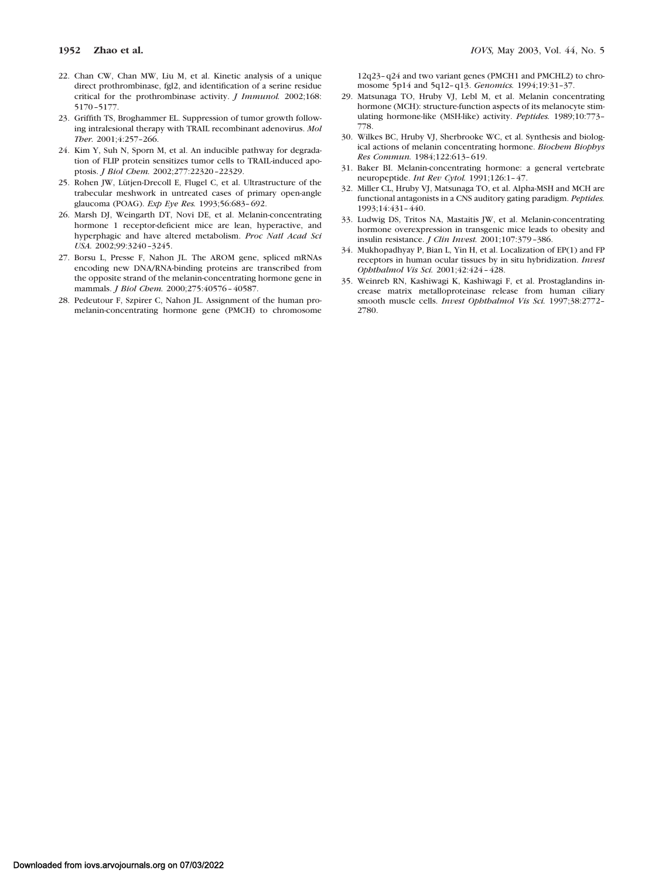22. Chan CW, Chan MW, Liu M, et al. Kinetic analysis of a unique direct prothrombinase, fgl2, and identification of a serine residue critical for the prothrombinase activity. *J Immunol.* 2002;168: 5170–5177.
23. Griffith TS, Broghammer EL. Suppression of tumor growth following intralesional therapy with TRAIL recombinant adenovirus. *Mol Ther.* 2001;4:257–266.
24. Kim Y, Suh N, Sporn M, et al. An inducible pathway for degradation of FLIP protein sensitizes tumor cells to TRAIL-induced apoptosis. *J Biol Chem.* 2002;277:22320–22329.
25. Rohen JW, Lütjen-Drecoll E, Flugel C, et al. Ultrastructure of the trabecular meshwork in untreated cases of primary open-angle glaucoma (POAG). *Exp Eye Res.* 1993;56:683–692.
26. Marsh DJ, Weingarth DT, Novi DE, et al. Melanin-concentrating hormone 1 receptor-deficient mice are lean, hyperactive, and hyperphagic and have altered metabolism. *Proc Natl Acad Sci USA.* 2002;99:3240–3245.
27. Borsu L, Presse F, Nahon JL. The AROM gene, spliced mRNAs encoding new DNA/RNA-binding proteins are transcribed from the opposite strand of the melanin-concentrating hormone gene in mammals. *J Biol Chem.* 2000;275:40576–40587.
28. Pedeutour F, Szpirer C, Nahon JL. Assignment of the human pro-melanin-concentrating hormone gene (PMCH) to chromosome 12q23–q24 and two variant genes (PMCH1 and PMCHL2) to chromosome 5p14 and 5q12–q13. *Genomics.* 1994;19:31–37.
29. Matsunaga TO, Hruby VJ, Lebl M, et al. Melanin concentrating hormone (MCH): structure-function aspects of its melanocyte stimulating hormone-like (MSH-like) activity. *Peptides.* 1989;10:773–778.
30. Wilkes BC, Hruby VJ, Sherbrooke WC, et al. Synthesis and biological actions of melanin concentrating hormone. *Biochem Biophys Res Commun.* 1984;122:613–619.
31. Baker BI. Melanin-concentrating hormone: a general vertebrate neuropeptide. *Int Rev Cytol.* 1991;126:1–47.
32. Miller CL, Hruby VJ, Matsunaga TO, et al. Alpha-MSH and MCH are functional antagonists in a CNS auditory gating paradigm. *Peptides.* 1993;14:431–440.
33. Ludwig DS, Tritos NA, Mastaitis JW, et al. Melanin-concentrating hormone overexpression in transgenic mice leads to obesity and insulin resistance. *J Clin Invest.* 2001;107:379–386.
34. Mukhopadhyay P, Bian L, Yin H, et al. Localization of EP(1) and FP receptors in human ocular tissues by in situ hybridization. *Invest Ophthalmol Vis Sci.* 2001;42:424–428.
35. Weinreb RN, Kashiwagi K, Kashiwagi F, et al. Prostaglandins increase matrix metalloproteinase release from human ciliary smooth muscle cells. *Invest Ophthalmol Vis Sci.* 1997;38:2772–2780.